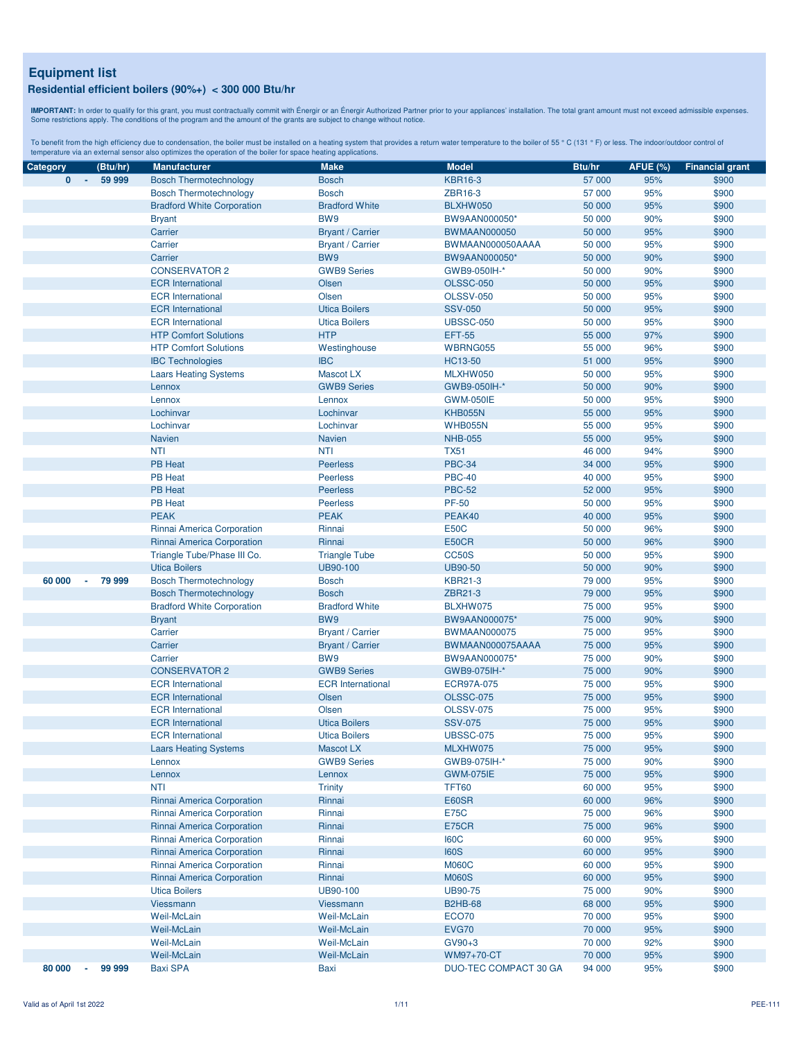# Equipment list

## Residential efficient boilers (90%+) < 300 000 Btu/hr

**IMPORTANT:** In order to qualify for this grant, you must contractually commit with Énergir or an Énergir Authorized Partner prior to your appliances' installation. The total grant amount must not exceed admissible expenses. Some restrictions apply. The conditions of the program and the amount of the grants are subject to change without notice.

To benefit from the high efficiency due to condensation, the boiler must be installed on a heating system that provides a return water temperature to the boiler of 55 ° C (131 ° F) or less. The indoor/outdoor control of temperature via an external sensor also optimizes the operation of the boiler for space heating applications.

| Category (Btu/hr) | Manufacturer | Make | Model | Btu/hr | AFUE (%) | Financial grant |
|---|---|---|---|---|---|---|
| 0 - 59 999 | Bosch Thermotechnology | Bosch | KBR16-3 | 57 000 | 95% | $900 |
| | Bosch Thermotechnology | Bosch | ZBR16-3 | 57 000 | 95% | $900 |
| | Bradford White Corporation | Bradford White | BLXHW050 | 50 000 | 95% | $900 |
| | Bryant | BW9 | BW9AAN000050* | 50 000 | 90% | $900 |
| | Carrier | Bryant / Carrier | BWMAAN000050 | 50 000 | 95% | $900 |
| | Carrier | Bryant / Carrier | BWMAAN000050AAAA | 50 000 | 95% | $900 |
| | Carrier | BW9 | BW9AAN000050* | 50 000 | 90% | $900 |
| | CONSERVATOR 2 | GWB9 Series | GWB9-050IH-* | 50 000 | 90% | $900 |
| | ECR International | Olsen | OLSSC-050 | 50 000 | 95% | $900 |
| | ECR International | Olsen | OLSSV-050 | 50 000 | 95% | $900 |
| | ECR International | Utica Boilers | SSV-050 | 50 000 | 95% | $900 |
| | ECR International | Utica Boilers | UBSSC-050 | 50 000 | 95% | $900 |
| | HTP Comfort Solutions | HTP | EFT-55 | 55 000 | 97% | $900 |
| | HTP Comfort Solutions | Westinghouse | WBRNG055 | 55 000 | 96% | $900 |
| | IBC Technologies | IBC | HC13-50 | 51 000 | 95% | $900 |
| | Laars Heating Systems | Mascot LX | MLXHW050 | 50 000 | 95% | $900 |
| | Lennox | GWB9 Series | GWB9-050IH-* | 50 000 | 90% | $900 |
| | Lennox | Lennox | GWM-050IE | 50 000 | 95% | $900 |
| | Lochinvar | Lochinvar | KHB055N | 55 000 | 95% | $900 |
| | Lochinvar | Lochinvar | WHB055N | 55 000 | 95% | $900 |
| | Navien | Navien | NHB-055 | 55 000 | 95% | $900 |
| | NTI | NTI | TX51 | 46 000 | 94% | $900 |
| | PB Heat | Peerless | PBC-34 | 34 000 | 95% | $900 |
| | PB Heat | Peerless | PBC-40 | 40 000 | 95% | $900 |
| | PB Heat | Peerless | PBC-52 | 52 000 | 95% | $900 |
| | PB Heat | Peerless | PF-50 | 50 000 | 95% | $900 |
| | PEAK | PEAK | PEAK40 | 40 000 | 95% | $900 |
| | Rinnai America Corporation | Rinnai | E50C | 50 000 | 96% | $900 |
| | Rinnai America Corporation | Rinnai | E50CR | 50 000 | 96% | $900 |
| | Triangle Tube/Phase III Co. | Triangle Tube | CC50S | 50 000 | 95% | $900 |
| | Utica Boilers | UB90-100 | UB90-50 | 50 000 | 90% | $900 |
| 60 000 - 79 999 | Bosch Thermotechnology | Bosch | KBR21-3 | 79 000 | 95% | $900 |
| | Bosch Thermotechnology | Bosch | ZBR21-3 | 79 000 | 95% | $900 |
| | Bradford White Corporation | Bradford White | BLXHW075 | 75 000 | 95% | $900 |
| | Bryant | BW9 | BW9AAN000075* | 75 000 | 90% | $900 |
| | Carrier | Bryant / Carrier | BWMAAN000075 | 75 000 | 95% | $900 |
| | Carrier | Bryant / Carrier | BWMAAN000075AAAA | 75 000 | 95% | $900 |
| | Carrier | BW9 | BW9AAN000075* | 75 000 | 90% | $900 |
| | CONSERVATOR 2 | GWB9 Series | GWB9-075IH-* | 75 000 | 90% | $900 |
| | ECR International | ECR International | ECR97A-075 | 75 000 | 95% | $900 |
| | ECR International | Olsen | OLSSC-075 | 75 000 | 95% | $900 |
| | ECR International | Olsen | OLSSV-075 | 75 000 | 95% | $900 |
| | ECR International | Utica Boilers | SSV-075 | 75 000 | 95% | $900 |
| | ECR International | Utica Boilers | UBSSC-075 | 75 000 | 95% | $900 |
| | Laars Heating Systems | Mascot LX | MLXHW075 | 75 000 | 95% | $900 |
| | Lennox | GWB9 Series | GWB9-075IH-* | 75 000 | 90% | $900 |
| | Lennox | Lennox | GWM-075IE | 75 000 | 95% | $900 |
| | NTI | Trinity | TFT60 | 60 000 | 95% | $900 |
| | Rinnai America Corporation | Rinnai | E60SR | 60 000 | 96% | $900 |
| | Rinnai America Corporation | Rinnai | E75C | 75 000 | 96% | $900 |
| | Rinnai America Corporation | Rinnai | E75CR | 75 000 | 96% | $900 |
| | Rinnai America Corporation | Rinnai | I60C | 60 000 | 95% | $900 |
| | Rinnai America Corporation | Rinnai | I60S | 60 000 | 95% | $900 |
| | Rinnai America Corporation | Rinnai | M060C | 60 000 | 95% | $900 |
| | Rinnai America Corporation | Rinnai | M060S | 60 000 | 95% | $900 |
| | Utica Boilers | UB90-100 | UB90-75 | 75 000 | 90% | $900 |
| | Viessmann | Viessmann | B2HB-68 | 68 000 | 95% | $900 |
| | Weil-McLain | Weil-McLain | ECO70 | 70 000 | 95% | $900 |
| | Weil-McLain | Weil-McLain | EVG70 | 70 000 | 95% | $900 |
| | Weil-McLain | Weil-McLain | GV90+3 | 70 000 | 92% | $900 |
| | Weil-McLain | Weil-McLain | WM97+70-CT | 70 000 | 95% | $900 |
| 80 000 - 99 999 | Baxi SPA | Baxi | DUO-TEC COMPACT 30 GA | 94 000 | 95% | $900 |

Valid as of April 1st 2022

PEE-111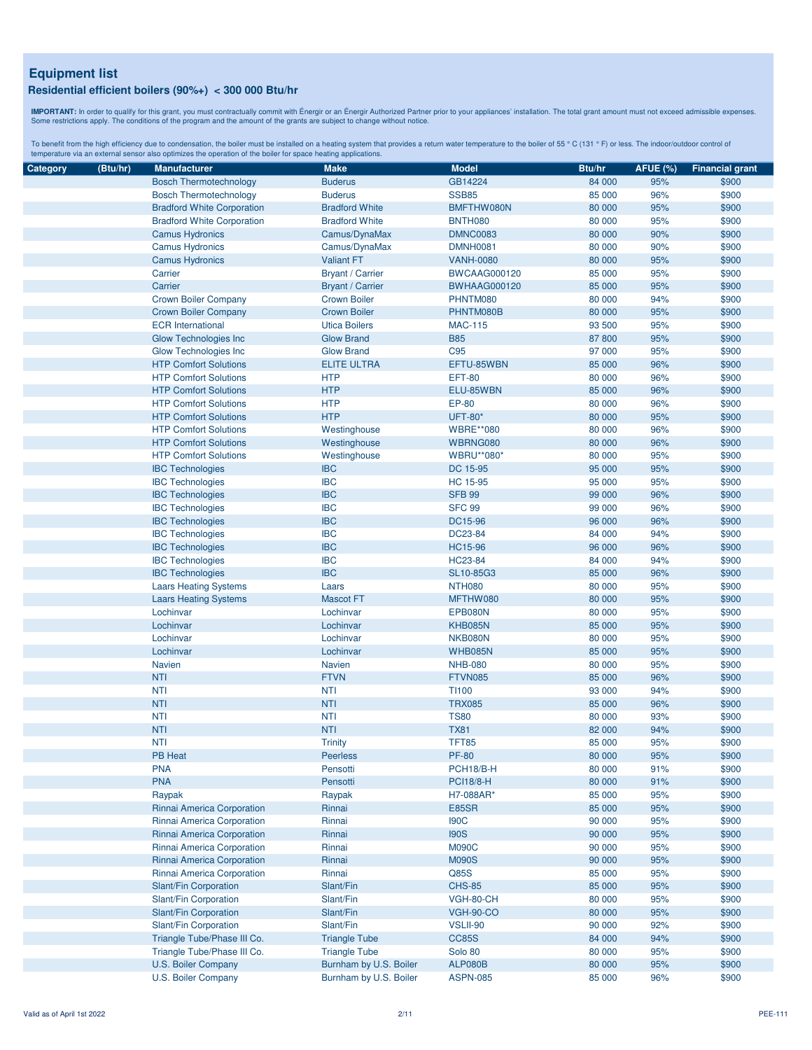## Equipment list

### Residential efficient boilers (90%+) < 300 000 Btu/hr

**IMPORTANT:** In order to qualify for this grant, you must contractually commit with Énergir or an Énergir Authorized Partner prior to your appliances' installation. The total grant amount must not exceed admissible expenses. Some restrictions apply. The conditions of the program and the amount of the grants are subject to change without notice.

To benefit from the high efficiency due to condensation, the boiler must be installed on a heating system that provides a return water temperature to the boiler of 55 ° C (131 ° F) or less. The indoor/outdoor control of temperature via an external sensor also optimizes the operation of the boiler for space heating applications.

| Category | (Btu/hr) | Manufacturer | Make | Model | Btu/hr | AFUE (%) | Financial grant |
|---|---|---|---|---|---|---|---|
| | | Bosch Thermotechnology | Buderus | GB14224 | 84 000 | 95% | $900 |
| | | Bosch Thermotechnology | Buderus | SSB85 | 85 000 | 96% | $900 |
| | | Bradford White Corporation | Bradford White | BMFTHW080N | 80 000 | 95% | $900 |
| | | Bradford White Corporation | Bradford White | BNTH080 | 80 000 | 95% | $900 |
| | | Camus Hydronics | Camus/DynaMax | DMNC0083 | 80 000 | 90% | $900 |
| | | Camus Hydronics | Camus/DynaMax | DMNH0081 | 80 000 | 90% | $900 |
| | | Camus Hydronics | Valiant FT | VANH-0080 | 80 000 | 95% | $900 |
| | | Carrier | Bryant / Carrier | BWCAAG000120 | 85 000 | 95% | $900 |
| | | Carrier | Bryant / Carrier | BWHAAG000120 | 85 000 | 95% | $900 |
| | | Crown Boiler Company | Crown Boiler | PHNTM080 | 80 000 | 94% | $900 |
| | | Crown Boiler Company | Crown Boiler | PHNTM080B | 80 000 | 95% | $900 |
| | | ECR International | Utica Boilers | MAC-115 | 93 500 | 95% | $900 |
| | | Glow Technologies Inc | Glow Brand | B85 | 87 800 | 95% | $900 |
| | | Glow Technologies Inc | Glow Brand | C95 | 97 000 | 95% | $900 |
| | | HTP Comfort Solutions | ELITE ULTRA | EFTU-85WBN | 85 000 | 96% | $900 |
| | | HTP Comfort Solutions | HTP | EFT-80 | 80 000 | 96% | $900 |
| | | HTP Comfort Solutions | HTP | ELU-85WBN | 85 000 | 96% | $900 |
| | | HTP Comfort Solutions | HTP | EP-80 | 80 000 | 96% | $900 |
| | | HTP Comfort Solutions | HTP | UFT-80* | 80 000 | 95% | $900 |
| | | HTP Comfort Solutions | Westinghouse | WBRE**080 | 80 000 | 96% | $900 |
| | | HTP Comfort Solutions | Westinghouse | WBRNG080 | 80 000 | 96% | $900 |
| | | HTP Comfort Solutions | Westinghouse | WBRU**080* | 80 000 | 95% | $900 |
| | | IBC Technologies | IBC | DC 15-95 | 95 000 | 95% | $900 |
| | | IBC Technologies | IBC | HC 15-95 | 95 000 | 95% | $900 |
| | | IBC Technologies | IBC | SFB 99 | 99 000 | 96% | $900 |
| | | IBC Technologies | IBC | SFC 99 | 99 000 | 96% | $900 |
| | | IBC Technologies | IBC | DC15-96 | 96 000 | 96% | $900 |
| | | IBC Technologies | IBC | DC23-84 | 84 000 | 94% | $900 |
| | | IBC Technologies | IBC | HC15-96 | 96 000 | 96% | $900 |
| | | IBC Technologies | IBC | HC23-84 | 84 000 | 94% | $900 |
| | | IBC Technologies | IBC | SL10-85G3 | 85 000 | 96% | $900 |
| | | Laars Heating Systems | Laars | NTH080 | 80 000 | 95% | $900 |
| | | Laars Heating Systems | Mascot FT | MFTHW080 | 80 000 | 95% | $900 |
| | | Lochinvar | Lochinvar | EPB080N | 80 000 | 95% | $900 |
| | | Lochinvar | Lochinvar | KHB085N | 85 000 | 95% | $900 |
| | | Lochinvar | Lochinvar | NKB080N | 80 000 | 95% | $900 |
| | | Lochinvar | Lochinvar | WHB085N | 85 000 | 95% | $900 |
| | | Navien | Navien | NHB-080 | 80 000 | 95% | $900 |
| | | NTI | FTVN | FTVN085 | 85 000 | 96% | $900 |
| | | NTI | NTI | TI100 | 93 000 | 94% | $900 |
| | | NTI | NTI | TRX085 | 85 000 | 96% | $900 |
| | | NTI | NTI | TS80 | 80 000 | 93% | $900 |
| | | NTI | NTI | TX81 | 82 000 | 94% | $900 |
| | | NTI | Trinity | TFT85 | 85 000 | 95% | $900 |
| | | PB Heat | Peerless | PF-80 | 80 000 | 95% | $900 |
| | | PNA | Pensotti | PCH18/B-H | 80 000 | 91% | $900 |
| | | PNA | Pensotti | PCI18/8-H | 80 000 | 91% | $900 |
| | | Raypak | Raypak | H7-088AR* | 85 000 | 95% | $900 |
| | | Rinnai America Corporation | Rinnai | E85SR | 85 000 | 95% | $900 |
| | | Rinnai America Corporation | Rinnai | I90C | 90 000 | 95% | $900 |
| | | Rinnai America Corporation | Rinnai | I90S | 90 000 | 95% | $900 |
| | | Rinnai America Corporation | Rinnai | M090C | 90 000 | 95% | $900 |
| | | Rinnai America Corporation | Rinnai | M090S | 90 000 | 95% | $900 |
| | | Rinnai America Corporation | Rinnai | Q85S | 85 000 | 95% | $900 |
| | | Slant/Fin Corporation | Slant/Fin | CHS-85 | 85 000 | 95% | $900 |
| | | Slant/Fin Corporation | Slant/Fin | VGH-80-CH | 80 000 | 95% | $900 |
| | | Slant/Fin Corporation | Slant/Fin | VGH-90-CO | 80 000 | 95% | $900 |
| | | Slant/Fin Corporation | Slant/Fin | VSLII-90 | 90 000 | 92% | $900 |
| | | Triangle Tube/Phase III Co. | Triangle Tube | CC85S | 84 000 | 94% | $900 |
| | | Triangle Tube/Phase III Co. | Triangle Tube | Solo 80 | 80 000 | 95% | $900 |
| | | U.S. Boiler Company | Burnham by U.S. Boiler | ALP080B | 80 000 | 95% | $900 |
| | | U.S. Boiler Company | Burnham by U.S. Boiler | ASPN-085 | 85 000 | 96% | $900 |

Valid as of April 1st 2022

PEE-111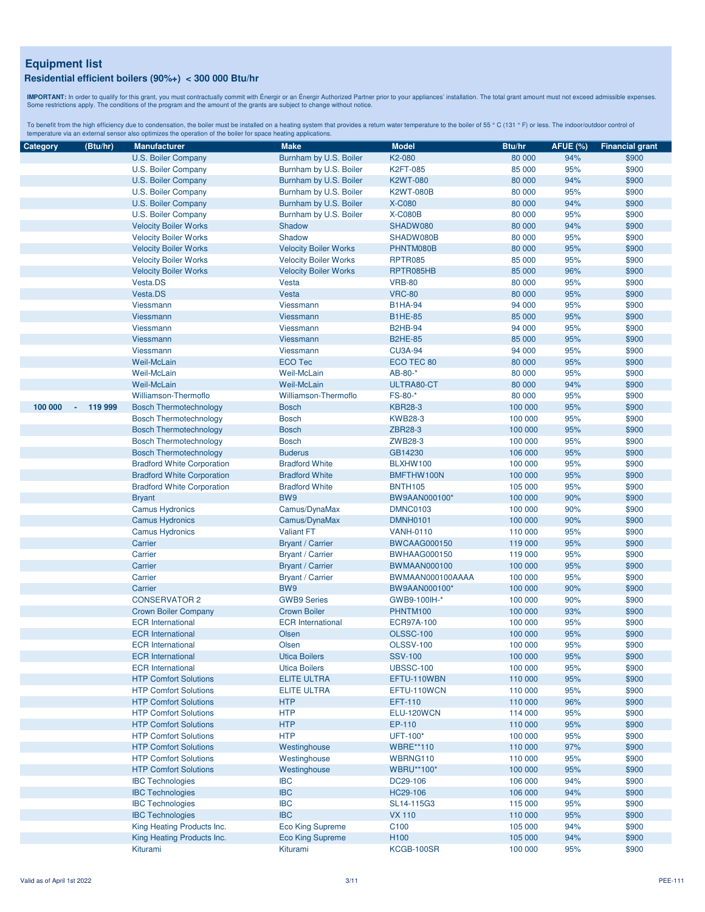## Equipment list

### Residential efficient boilers (90%+) < 300 000 Btu/hr

**IMPORTANT:** In order to qualify for this grant, you must contractually commit with Énergir or an Énergir Authorized Partner prior to your appliances' installation. The total grant amount must not exceed admissible expenses. Some restrictions apply. The conditions of the program and the amount of the grants are subject to change without notice.

To benefit from the high efficiency due to condensation, the boiler must be installed on a heating system that provides a return water temperature to the boiler of 55 ° C (131 ° F) or less. The indoor/outdoor control of temperature via an external sensor also optimizes the operation of the boiler for space heating applications.

| Category (Btu/hr) | Manufacturer | Make | Model | Btu/hr | AFUE (%) | Financial grant |
|---|---|---|---|---|---|---|
| | U.S. Boiler Company | Burnham by U.S. Boiler | K2-080 | 80 000 | 94% | $900 |
| | U.S. Boiler Company | Burnham by U.S. Boiler | K2FT-085 | 85 000 | 95% | $900 |
| | U.S. Boiler Company | Burnham by U.S. Boiler | K2WT-080 | 80 000 | 94% | $900 |
| | U.S. Boiler Company | Burnham by U.S. Boiler | K2WT-080B | 80 000 | 95% | $900 |
| | U.S. Boiler Company | Burnham by U.S. Boiler | X-C080 | 80 000 | 94% | $900 |
| | U.S. Boiler Company | Burnham by U.S. Boiler | X-C080B | 80 000 | 95% | $900 |
| | Velocity Boiler Works | Shadow | SHADW080 | 80 000 | 94% | $900 |
| | Velocity Boiler Works | Shadow | SHADW080B | 80 000 | 95% | $900 |
| | Velocity Boiler Works | Velocity Boiler Works | PHNTM080B | 80 000 | 95% | $900 |
| | Velocity Boiler Works | Velocity Boiler Works | RPTR085 | 85 000 | 95% | $900 |
| | Velocity Boiler Works | Velocity Boiler Works | RPTR085HB | 85 000 | 96% | $900 |
| | Vesta.DS | Vesta | VRB-80 | 80 000 | 95% | $900 |
| | Vesta.DS | Vesta | VRC-80 | 80 000 | 95% | $900 |
| | Viessmann | Viessmann | B1HA-94 | 94 000 | 95% | $900 |
| | Viessmann | Viessmann | B1HE-85 | 85 000 | 95% | $900 |
| | Viessmann | Viessmann | B2HB-94 | 94 000 | 95% | $900 |
| | Viessmann | Viessmann | B2HE-85 | 85 000 | 95% | $900 |
| | Viessmann | Viessmann | CU3A-94 | 94 000 | 95% | $900 |
| | Weil-McLain | ECO Tec | ECO TEC 80 | 80 000 | 95% | $900 |
| | Weil-McLain | Weil-McLain | AB-80-* | 80 000 | 95% | $900 |
| | Weil-McLain | Weil-McLain | ULTRA80-CT | 80 000 | 94% | $900 |
| | Williamson-Thermoflo | Williamson-Thermoflo | FS-80-* | 80 000 | 95% | $900 |
| **100 000 - 119 999** | Bosch Thermotechnology | Bosch | KBR28-3 | 100 000 | 95% | $900 |
| | Bosch Thermotechnology | Bosch | KWB28-3 | 100 000 | 95% | $900 |
| | Bosch Thermotechnology | Bosch | ZBR28-3 | 100 000 | 95% | $900 |
| | Bosch Thermotechnology | Bosch | ZWB28-3 | 100 000 | 95% | $900 |
| | Bosch Thermotechnology | Buderus | GB14230 | 106 000 | 95% | $900 |
| | Bradford White Corporation | Bradford White | BLXHW100 | 100 000 | 95% | $900 |
| | Bradford White Corporation | Bradford White | BMFTHW100N | 100 000 | 95% | $900 |
| | Bradford White Corporation | Bradford White | BNTH105 | 105 000 | 95% | $900 |
| | Bryant | BW9 | BW9AAN000100* | 100 000 | 90% | $900 |
| | Camus Hydronics | Camus/DynaMax | DMNC0103 | 100 000 | 90% | $900 |
| | Camus Hydronics | Camus/DynaMax | DMNH0101 | 100 000 | 90% | $900 |
| | Camus Hydronics | Valiant FT | VANH-0110 | 110 000 | 95% | $900 |
| | Carrier | Bryant / Carrier | BWCAAG000150 | 119 000 | 95% | $900 |
| | Carrier | Bryant / Carrier | BWHAAG000150 | 119 000 | 95% | $900 |
| | Carrier | Bryant / Carrier | BWMAAN000100 | 100 000 | 95% | $900 |
| | Carrier | Bryant / Carrier | BWMAAN000100AAAA | 100 000 | 95% | $900 |
| | Carrier | BW9 | BW9AAN000100* | 100 000 | 90% | $900 |
| | CONSERVATOR 2 | GWB9 Series | GWB9-100IH-* | 100 000 | 90% | $900 |
| | Crown Boiler Company | Crown Boiler | PHNTM100 | 100 000 | 93% | $900 |
| | ECR International | ECR International | ECR97A-100 | 100 000 | 95% | $900 |
| | ECR International | Olsen | OLSSC-100 | 100 000 | 95% | $900 |
| | ECR International | Olsen | OLSSV-100 | 100 000 | 95% | $900 |
| | ECR International | Utica Boilers | SSV-100 | 100 000 | 95% | $900 |
| | ECR International | Utica Boilers | UBSSC-100 | 100 000 | 95% | $900 |
| | HTP Comfort Solutions | ELITE ULTRA | EFTU-110WBN | 110 000 | 95% | $900 |
| | HTP Comfort Solutions | ELITE ULTRA | EFTU-110WCN | 110 000 | 95% | $900 |
| | HTP Comfort Solutions | HTP | EFT-110 | 110 000 | 96% | $900 |
| | HTP Comfort Solutions | HTP | ELU-120WCN | 114 000 | 95% | $900 |
| | HTP Comfort Solutions | HTP | EP-110 | 110 000 | 95% | $900 |
| | HTP Comfort Solutions | HTP | UFT-100* | 100 000 | 95% | $900 |
| | HTP Comfort Solutions | Westinghouse | WBRE**110 | 110 000 | 97% | $900 |
| | HTP Comfort Solutions | Westinghouse | WBRNG110 | 110 000 | 95% | $900 |
| | HTP Comfort Solutions | Westinghouse | WBRU**100* | 100 000 | 95% | $900 |
| | IBC Technologies | IBC | DC29-106 | 106 000 | 94% | $900 |
| | IBC Technologies | IBC | HC29-106 | 106 000 | 94% | $900 |
| | IBC Technologies | IBC | SL14-115G3 | 115 000 | 95% | $900 |
| | IBC Technologies | IBC | VX 110 | 110 000 | 95% | $900 |
| | King Heating Products Inc. | Eco King Supreme | C100 | 105 000 | 94% | $900 |
| | King Heating Products Inc. | Eco King Supreme | H100 | 105 000 | 94% | $900 |
| | Kiturami | Kiturami | KCGB-100SR | 100 000 | 95% | $900 |

Valid as of April 1st 2022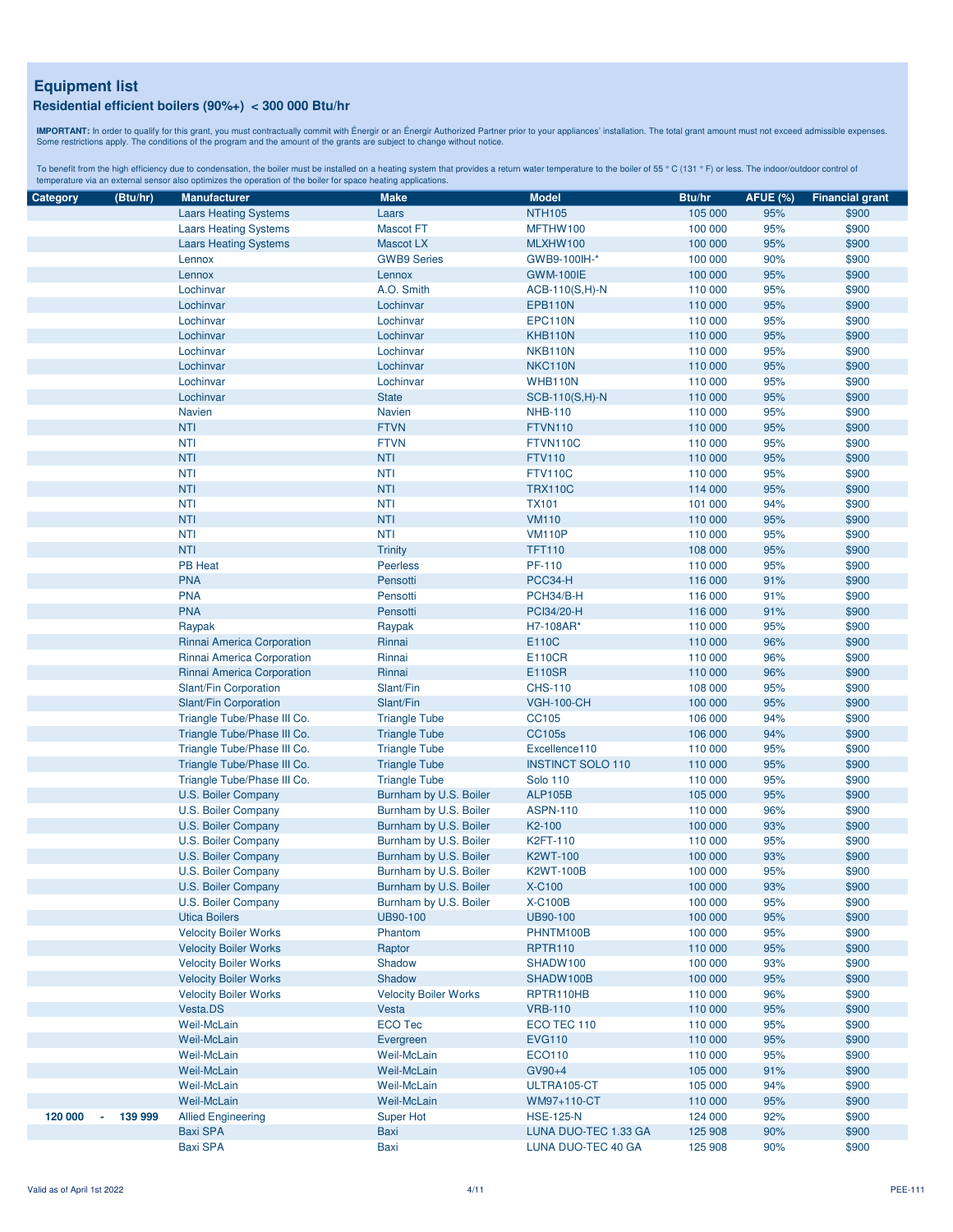# Equipment list

## Residential efficient boilers (90%+) < 300 000 Btu/hr

**IMPORTANT:** In order to qualify for this grant, you must contractually commit with Énergir or an Énergir Authorized Partner prior to your appliances' installation. The total grant amount must not exceed admissible expenses. Some restrictions apply. The conditions of the program and the amount of the grants are subject to change without notice.

To benefit from the high efficiency due to condensation, the boiler must be installed on a heating system that provides a return water temperature to the boiler of 55 ° C (131 ° F) or less. The indoor/outdoor control of temperature via an external sensor also optimizes the operation of the boiler for space heating applications.

| Category | | (Btu/hr) | Manufacturer | Make | Model | Btu/hr | AFUE (%) | Financial grant |
|---|---|---|---|---|---|---|---|---|
| | | | Laars Heating Systems | Laars | NTH105 | 105 000 | 95% | $900 |
| | | | Laars Heating Systems | Mascot FT | MFTHW100 | 100 000 | 95% | $900 |
| | | | Laars Heating Systems | Mascot LX | MLXHW100 | 100 000 | 95% | $900 |
| | | | Lennox | GWB9 Series | GWB9-100IH-* | 100 000 | 90% | $900 |
| | | | Lennox | Lennox | GWM-100IE | 100 000 | 95% | $900 |
| | | | Lochinvar | A.O. Smith | ACB-110(S,H)-N | 110 000 | 95% | $900 |
| | | | Lochinvar | Lochinvar | EPB110N | 110 000 | 95% | $900 |
| | | | Lochinvar | Lochinvar | EPC110N | 110 000 | 95% | $900 |
| | | | Lochinvar | Lochinvar | KHB110N | 110 000 | 95% | $900 |
| | | | Lochinvar | Lochinvar | NKB110N | 110 000 | 95% | $900 |
| | | | Lochinvar | Lochinvar | NKC110N | 110 000 | 95% | $900 |
| | | | Lochinvar | Lochinvar | WHB110N | 110 000 | 95% | $900 |
| | | | Lochinvar | State | SCB-110(S,H)-N | 110 000 | 95% | $900 |
| | | | Navien | Navien | NHB-110 | 110 000 | 95% | $900 |
| | | | NTI | FTVN | FTVN110 | 110 000 | 95% | $900 |
| | | | NTI | FTVN | FTVN110C | 110 000 | 95% | $900 |
| | | | NTI | NTI | FTV110 | 110 000 | 95% | $900 |
| | | | NTI | NTI | FTV110C | 110 000 | 95% | $900 |
| | | | NTI | NTI | TRX110C | 114 000 | 95% | $900 |
| | | | NTI | NTI | TX101 | 101 000 | 94% | $900 |
| | | | NTI | NTI | VM110 | 110 000 | 95% | $900 |
| | | | NTI | NTI | VM110P | 110 000 | 95% | $900 |
| | | | NTI | Trinity | TFT110 | 108 000 | 95% | $900 |
| | | | PB Heat | Peerless | PF-110 | 110 000 | 95% | $900 |
| | | | PNA | Pensotti | PCC34-H | 116 000 | 91% | $900 |
| | | | PNA | Pensotti | PCH34/B-H | 116 000 | 91% | $900 |
| | | | PNA | Pensotti | PCI34/20-H | 116 000 | 91% | $900 |
| | | | Raypak | Raypak | H7-108AR* | 110 000 | 95% | $900 |
| | | | Rinnai America Corporation | Rinnai | E110C | 110 000 | 96% | $900 |
| | | | Rinnai America Corporation | Rinnai | E110CR | 110 000 | 96% | $900 |
| | | | Rinnai America Corporation | Rinnai | E110SR | 110 000 | 96% | $900 |
| | | | Slant/Fin Corporation | Slant/Fin | CHS-110 | 108 000 | 95% | $900 |
| | | | Slant/Fin Corporation | Slant/Fin | VGH-100-CH | 100 000 | 95% | $900 |
| | | | Triangle Tube/Phase III Co. | Triangle Tube | CC105 | 106 000 | 94% | $900 |
| | | | Triangle Tube/Phase III Co. | Triangle Tube | CC105s | 106 000 | 94% | $900 |
| | | | Triangle Tube/Phase III Co. | Triangle Tube | Excellence110 | 110 000 | 95% | $900 |
| | | | Triangle Tube/Phase III Co. | Triangle Tube | INSTINCT SOLO 110 | 110 000 | 95% | $900 |
| | | | Triangle Tube/Phase III Co. | Triangle Tube | Solo 110 | 110 000 | 95% | $900 |
| | | | U.S. Boiler Company | Burnham by U.S. Boiler | ALP105B | 105 000 | 95% | $900 |
| | | | U.S. Boiler Company | Burnham by U.S. Boiler | ASPN-110 | 110 000 | 96% | $900 |
| | | | U.S. Boiler Company | Burnham by U.S. Boiler | K2-100 | 100 000 | 93% | $900 |
| | | | U.S. Boiler Company | Burnham by U.S. Boiler | K2FT-110 | 110 000 | 95% | $900 |
| | | | U.S. Boiler Company | Burnham by U.S. Boiler | K2WT-100 | 100 000 | 93% | $900 |
| | | | U.S. Boiler Company | Burnham by U.S. Boiler | K2WT-100B | 100 000 | 95% | $900 |
| | | | U.S. Boiler Company | Burnham by U.S. Boiler | X-C100 | 100 000 | 93% | $900 |
| | | | U.S. Boiler Company | Burnham by U.S. Boiler | X-C100B | 100 000 | 95% | $900 |
| | | | Utica Boilers | UB90-100 | UB90-100 | 100 000 | 95% | $900 |
| | | | Velocity Boiler Works | Phantom | PHNTM100B | 100 000 | 95% | $900 |
| | | | Velocity Boiler Works | Raptor | RPTR110 | 110 000 | 95% | $900 |
| | | | Velocity Boiler Works | Shadow | SHADW100 | 100 000 | 93% | $900 |
| | | | Velocity Boiler Works | Shadow | SHADW100B | 100 000 | 95% | $900 |
| | | | Velocity Boiler Works | Velocity Boiler Works | RPTR110HB | 110 000 | 96% | $900 |
| | | | Vesta.DS | Vesta | VRB-110 | 110 000 | 95% | $900 |
| | | | Weil-McLain | ECO Tec | ECO TEC 110 | 110 000 | 95% | $900 |
| | | | Weil-McLain | Evergreen | EVG110 | 110 000 | 95% | $900 |
| | | | Weil-McLain | Weil-McLain | ECO110 | 110 000 | 95% | $900 |
| | | | Weil-McLain | Weil-McLain | GV90+4 | 105 000 | 91% | $900 |
| | | | Weil-McLain | Weil-McLain | ULTRA105-CT | 105 000 | 94% | $900 |
| | | | Weil-McLain | Weil-McLain | WM97+110-CT | 110 000 | 95% | $900 |
| 120 000 | - | 139 999 | Allied Engineering | Super Hot | HSE-125-N | 124 000 | 92% | $900 |
| | | | Baxi SPA | Baxi | LUNA DUO-TEC 1.33 GA | 125 908 | 90% | $900 |
| | | | Baxi SPA | Baxi | LUNA DUO-TEC 40 GA | 125 908 | 90% | $900 |

Valid as of April 1st 2022

PEE-111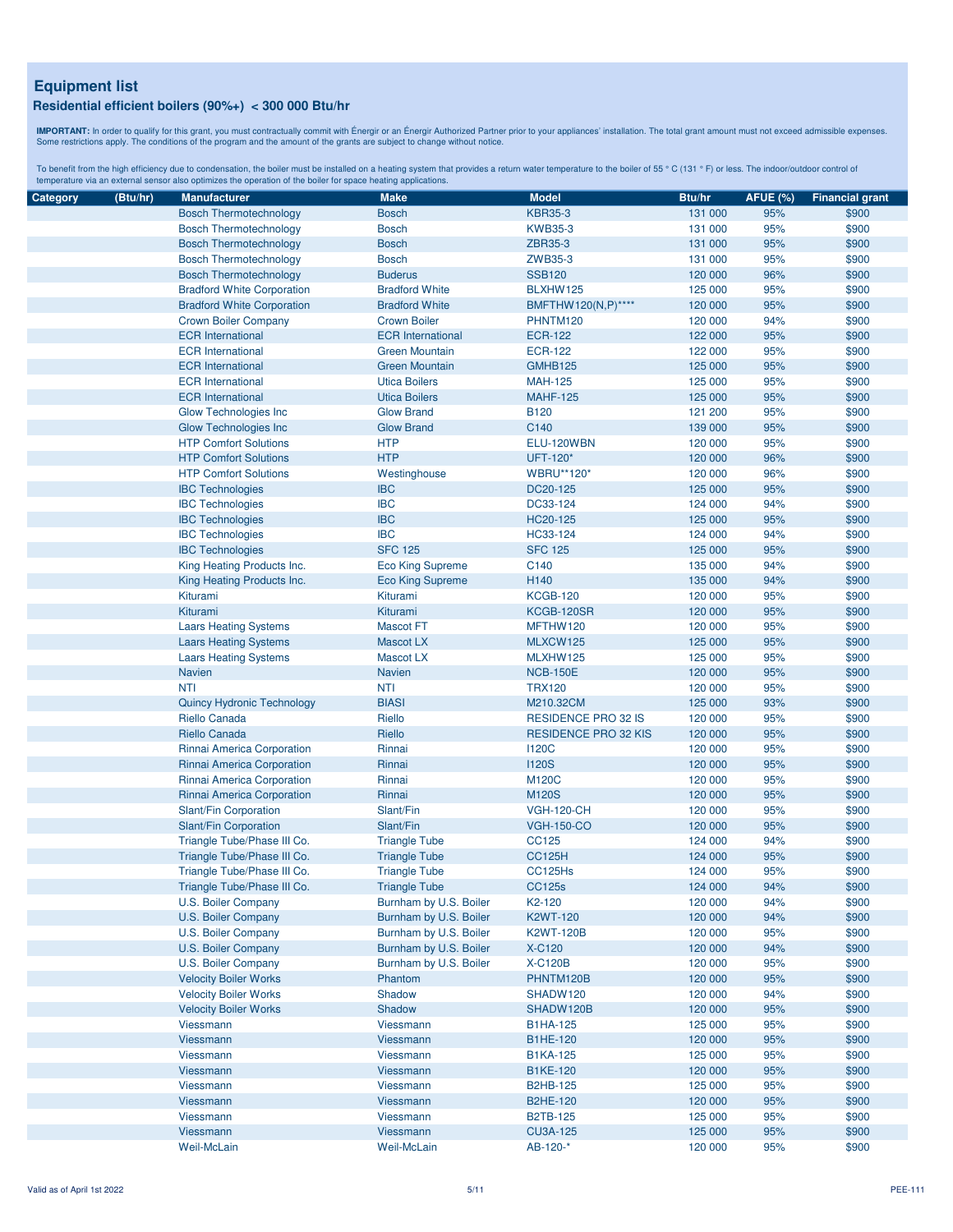## Equipment list

### Residential efficient boilers (90%+) < 300 000 Btu/hr

**IMPORTANT:** In order to qualify for this grant, you must contractually commit with Énergir or an Énergir Authorized Partner prior to your appliances' installation. The total grant amount must not exceed admissible expenses. Some restrictions apply. The conditions of the program and the amount of the grants are subject to change without notice.

To benefit from the high efficiency due to condensation, the boiler must be installed on a heating system that provides a return water temperature to the boiler of 55 ° C (131 ° F) or less. The indoor/outdoor control of temperature via an external sensor also optimizes the operation of the boiler for space heating applications.

| Category | (Btu/hr) | Manufacturer | Make | Model | Btu/hr | AFUE (%) | Financial grant |
|---|---|---|---|---|---|---|---|
| | | Bosch Thermotechnology | Bosch | KBR35-3 | 131 000 | 95% | $900 |
| | | Bosch Thermotechnology | Bosch | KWB35-3 | 131 000 | 95% | $900 |
| | | Bosch Thermotechnology | Bosch | ZBR35-3 | 131 000 | 95% | $900 |
| | | Bosch Thermotechnology | Bosch | ZWB35-3 | 131 000 | 95% | $900 |
| | | Bosch Thermotechnology | Buderus | SSB120 | 120 000 | 96% | $900 |
| | | Bradford White Corporation | Bradford White | BLXHW125 | 125 000 | 95% | $900 |
| | | Bradford White Corporation | Bradford White | BMFTHW120(N,P)**** | 120 000 | 95% | $900 |
| | | Crown Boiler Company | Crown Boiler | PHNTM120 | 120 000 | 94% | $900 |
| | | ECR International | ECR International | ECR-122 | 122 000 | 95% | $900 |
| | | ECR International | Green Mountain | ECR-122 | 122 000 | 95% | $900 |
| | | ECR International | Green Mountain | GMHB125 | 125 000 | 95% | $900 |
| | | ECR International | Utica Boilers | MAH-125 | 125 000 | 95% | $900 |
| | | ECR International | Utica Boilers | MAHF-125 | 125 000 | 95% | $900 |
| | | Glow Technologies Inc | Glow Brand | B120 | 121 200 | 95% | $900 |
| | | Glow Technologies Inc | Glow Brand | C140 | 139 000 | 95% | $900 |
| | | HTP Comfort Solutions | HTP | ELU-120WBN | 120 000 | 95% | $900 |
| | | HTP Comfort Solutions | HTP | UFT-120* | 120 000 | 96% | $900 |
| | | HTP Comfort Solutions | Westinghouse | WBRU**120* | 120 000 | 96% | $900 |
| | | IBC Technologies | IBC | DC20-125 | 125 000 | 95% | $900 |
| | | IBC Technologies | IBC | DC33-124 | 124 000 | 94% | $900 |
| | | IBC Technologies | IBC | HC20-125 | 125 000 | 95% | $900 |
| | | IBC Technologies | IBC | HC33-124 | 124 000 | 94% | $900 |
| | | IBC Technologies | SFC 125 | SFC 125 | 125 000 | 95% | $900 |
| | | King Heating Products Inc. | Eco King Supreme | C140 | 135 000 | 94% | $900 |
| | | King Heating Products Inc. | Eco King Supreme | H140 | 135 000 | 94% | $900 |
| | | Kiturami | Kiturami | KCGB-120 | 120 000 | 95% | $900 |
| | | Kiturami | Kiturami | KCGB-120SR | 120 000 | 95% | $900 |
| | | Laars Heating Systems | Mascot FT | MFTHW120 | 120 000 | 95% | $900 |
| | | Laars Heating Systems | Mascot LX | MLXCW125 | 125 000 | 95% | $900 |
| | | Laars Heating Systems | Mascot LX | MLXHW125 | 125 000 | 95% | $900 |
| | | Navien | Navien | NCB-150E | 120 000 | 95% | $900 |
| | | NTI | NTI | TRX120 | 120 000 | 95% | $900 |
| | | Quincy Hydronic Technology | BIASI | M210.32CM | 125 000 | 93% | $900 |
| | | Riello Canada | Riello | RESIDENCE PRO 32 IS | 120 000 | 95% | $900 |
| | | Riello Canada | Riello | RESIDENCE PRO 32 KIS | 120 000 | 95% | $900 |
| | | Rinnai America Corporation | Rinnai | I120C | 120 000 | 95% | $900 |
| | | Rinnai America Corporation | Rinnai | I120S | 120 000 | 95% | $900 |
| | | Rinnai America Corporation | Rinnai | M120C | 120 000 | 95% | $900 |
| | | Rinnai America Corporation | Rinnai | M120S | 120 000 | 95% | $900 |
| | | Slant/Fin Corporation | Slant/Fin | VGH-120-CH | 120 000 | 95% | $900 |
| | | Slant/Fin Corporation | Slant/Fin | VGH-150-CO | 120 000 | 95% | $900 |
| | | Triangle Tube/Phase III Co. | Triangle Tube | CC125 | 124 000 | 94% | $900 |
| | | Triangle Tube/Phase III Co. | Triangle Tube | CC125H | 124 000 | 95% | $900 |
| | | Triangle Tube/Phase III Co. | Triangle Tube | CC125Hs | 124 000 | 95% | $900 |
| | | Triangle Tube/Phase III Co. | Triangle Tube | CC125s | 124 000 | 94% | $900 |
| | | U.S. Boiler Company | Burnham by U.S. Boiler | K2-120 | 120 000 | 94% | $900 |
| | | U.S. Boiler Company | Burnham by U.S. Boiler | K2WT-120 | 120 000 | 94% | $900 |
| | | U.S. Boiler Company | Burnham by U.S. Boiler | K2WT-120B | 120 000 | 95% | $900 |
| | | U.S. Boiler Company | Burnham by U.S. Boiler | X-C120 | 120 000 | 94% | $900 |
| | | U.S. Boiler Company | Burnham by U.S. Boiler | X-C120B | 120 000 | 95% | $900 |
| | | Velocity Boiler Works | Phantom | PHNTM120B | 120 000 | 95% | $900 |
| | | Velocity Boiler Works | Shadow | SHADW120 | 120 000 | 94% | $900 |
| | | Velocity Boiler Works | Shadow | SHADW120B | 120 000 | 95% | $900 |
| | | Viessmann | Viessmann | B1HA-125 | 125 000 | 95% | $900 |
| | | Viessmann | Viessmann | B1HE-120 | 120 000 | 95% | $900 |
| | | Viessmann | Viessmann | B1KA-125 | 125 000 | 95% | $900 |
| | | Viessmann | Viessmann | B1KE-120 | 120 000 | 95% | $900 |
| | | Viessmann | Viessmann | B2HB-125 | 125 000 | 95% | $900 |
| | | Viessmann | Viessmann | B2HE-120 | 120 000 | 95% | $900 |
| | | Viessmann | Viessmann | B2TB-125 | 125 000 | 95% | $900 |
| | | Viessmann | Viessmann | CU3A-125 | 125 000 | 95% | $900 |
| | | Weil-McLain | Weil-McLain | AB-120-* | 120 000 | 95% | $900 |

Valid as of April 1st 2022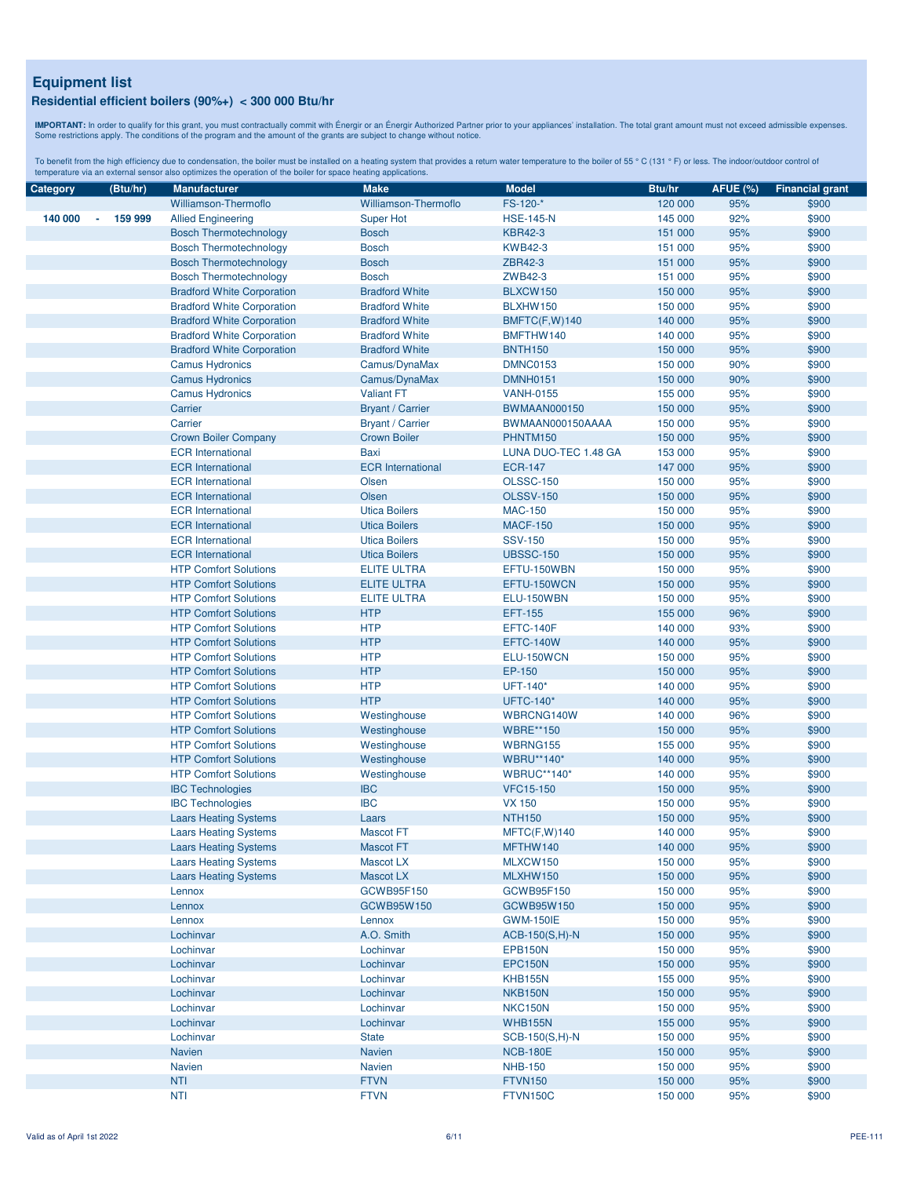## Equipment list

### Residential efficient boilers (90%+) < 300 000 Btu/hr

**IMPORTANT:** In order to qualify for this grant, you must contractually commit with Énergir or an Énergir Authorized Partner prior to your appliances' installation. The total grant amount must not exceed admissible expenses. Some restrictions apply. The conditions of the program and the amount of the grants are subject to change without notice.

To benefit from the high efficiency due to condensation, the boiler must be installed on a heating system that provides a return water temperature to the boiler of 55 ° C (131 ° F) or less. The indoor/outdoor control of temperature via an external sensor also optimizes the operation of the boiler for space heating applications.

| Category (Btu/hr) | Manufacturer | Make | Model | Btu/hr | AFUE (%) | Financial grant |
|---|---|---|---|---|---|---|
| | Williamson-Thermoflo | Williamson-Thermoflo | FS-120-* | 120 000 | 95% | $900 |
| 140 000 - 159 999 | Allied Engineering | Super Hot | HSE-145-N | 145 000 | 92% | $900 |
| | Bosch Thermotechnology | Bosch | KBR42-3 | 151 000 | 95% | $900 |
| | Bosch Thermotechnology | Bosch | KWB42-3 | 151 000 | 95% | $900 |
| | Bosch Thermotechnology | Bosch | ZBR42-3 | 151 000 | 95% | $900 |
| | Bosch Thermotechnology | Bosch | ZWB42-3 | 151 000 | 95% | $900 |
| | Bradford White Corporation | Bradford White | BLXCW150 | 150 000 | 95% | $900 |
| | Bradford White Corporation | Bradford White | BLXHW150 | 150 000 | 95% | $900 |
| | Bradford White Corporation | Bradford White | BMFTC(F,W)140 | 140 000 | 95% | $900 |
| | Bradford White Corporation | Bradford White | BMFTHW140 | 140 000 | 95% | $900 |
| | Bradford White Corporation | Bradford White | BNTH150 | 150 000 | 95% | $900 |
| | Camus Hydronics | Camus/DynaMax | DMNC0153 | 150 000 | 90% | $900 |
| | Camus Hydronics | Camus/DynaMax | DMNH0151 | 150 000 | 90% | $900 |
| | Camus Hydronics | Valiant FT | VANH-0155 | 155 000 | 95% | $900 |
| | Carrier | Bryant / Carrier | BWMAAN000150 | 150 000 | 95% | $900 |
| | Carrier | Bryant / Carrier | BWMAAN000150AAAA | 150 000 | 95% | $900 |
| | Crown Boiler Company | Crown Boiler | PHNTM150 | 150 000 | 95% | $900 |
| | ECR International | Baxi | LUNA DUO-TEC 1.48 GA | 153 000 | 95% | $900 |
| | ECR International | ECR International | ECR-147 | 147 000 | 95% | $900 |
| | ECR International | Olsen | OLSSC-150 | 150 000 | 95% | $900 |
| | ECR International | Olsen | OLSSV-150 | 150 000 | 95% | $900 |
| | ECR International | Utica Boilers | MAC-150 | 150 000 | 95% | $900 |
| | ECR International | Utica Boilers | MACF-150 | 150 000 | 95% | $900 |
| | ECR International | Utica Boilers | SSV-150 | 150 000 | 95% | $900 |
| | ECR International | Utica Boilers | UBSSC-150 | 150 000 | 95% | $900 |
| | HTP Comfort Solutions | ELITE ULTRA | EFTU-150WBN | 150 000 | 95% | $900 |
| | HTP Comfort Solutions | ELITE ULTRA | EFTU-150WCN | 150 000 | 95% | $900 |
| | HTP Comfort Solutions | ELITE ULTRA | ELU-150WBN | 150 000 | 95% | $900 |
| | HTP Comfort Solutions | HTP | EFT-155 | 155 000 | 96% | $900 |
| | HTP Comfort Solutions | HTP | EFTC-140F | 140 000 | 93% | $900 |
| | HTP Comfort Solutions | HTP | EFTC-140W | 140 000 | 95% | $900 |
| | HTP Comfort Solutions | HTP | ELU-150WCN | 150 000 | 95% | $900 |
| | HTP Comfort Solutions | HTP | EP-150 | 150 000 | 95% | $900 |
| | HTP Comfort Solutions | HTP | UFT-140* | 140 000 | 95% | $900 |
| | HTP Comfort Solutions | HTP | UFTC-140* | 140 000 | 95% | $900 |
| | HTP Comfort Solutions | Westinghouse | WBRCNG140W | 140 000 | 96% | $900 |
| | HTP Comfort Solutions | Westinghouse | WBRE**150 | 150 000 | 95% | $900 |
| | HTP Comfort Solutions | Westinghouse | WBRNG155 | 155 000 | 95% | $900 |
| | HTP Comfort Solutions | Westinghouse | WBRU**140* | 140 000 | 95% | $900 |
| | HTP Comfort Solutions | Westinghouse | WBRUC**140* | 140 000 | 95% | $900 |
| | IBC Technologies | IBC | VFC15-150 | 150 000 | 95% | $900 |
| | IBC Technologies | IBC | VX 150 | 150 000 | 95% | $900 |
| | Laars Heating Systems | Laars | NTH150 | 150 000 | 95% | $900 |
| | Laars Heating Systems | Mascot FT | MFTC(F,W)140 | 140 000 | 95% | $900 |
| | Laars Heating Systems | Mascot FT | MFTHW140 | 140 000 | 95% | $900 |
| | Laars Heating Systems | Mascot LX | MLXCW150 | 150 000 | 95% | $900 |
| | Laars Heating Systems | Mascot LX | MLXHW150 | 150 000 | 95% | $900 |
| | Lennox | GCWB95F150 | GCWB95F150 | 150 000 | 95% | $900 |
| | Lennox | GCWB95W150 | GCWB95W150 | 150 000 | 95% | $900 |
| | Lennox | Lennox | GWM-150IE | 150 000 | 95% | $900 |
| | Lochinvar | A.O. Smith | ACB-150(S,H)-N | 150 000 | 95% | $900 |
| | Lochinvar | Lochinvar | EPB150N | 150 000 | 95% | $900 |
| | Lochinvar | Lochinvar | EPC150N | 150 000 | 95% | $900 |
| | Lochinvar | Lochinvar | KHB155N | 155 000 | 95% | $900 |
| | Lochinvar | Lochinvar | NKB150N | 150 000 | 95% | $900 |
| | Lochinvar | Lochinvar | NKC150N | 150 000 | 95% | $900 |
| | Lochinvar | Lochinvar | WHB155N | 155 000 | 95% | $900 |
| | Lochinvar | State | SCB-150(S,H)-N | 150 000 | 95% | $900 |
| | Navien | Navien | NCB-180E | 150 000 | 95% | $900 |
| | Navien | Navien | NHB-150 | 150 000 | 95% | $900 |
| | NTI | FTVN | FTVN150 | 150 000 | 95% | $900 |
| | NTI | FTVN | FTVN150C | 150 000 | 95% | $900 |

Valid as of April 1st 2022 — PEE-111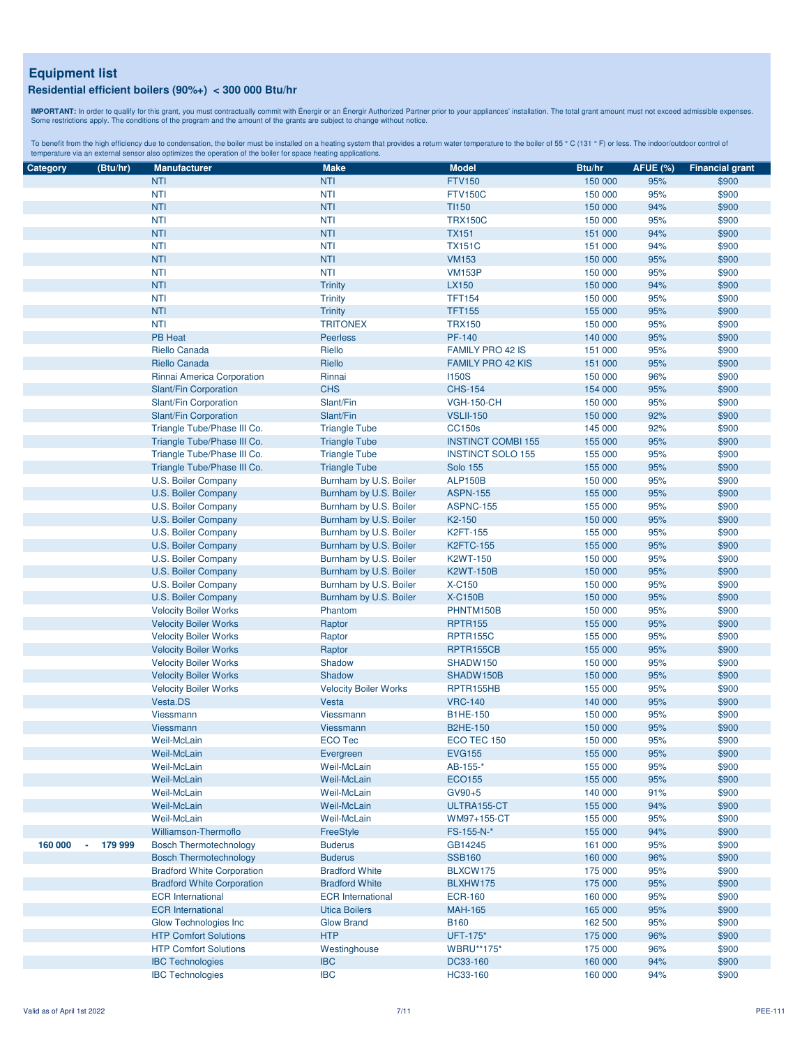## Equipment list

### Residential efficient boilers (90%+) < 300 000 Btu/hr

**IMPORTANT:** In order to qualify for this grant, you must contractually commit with Énergir or an Énergir Authorized Partner prior to your appliances' installation. The total grant amount must not exceed admissible expenses. Some restrictions apply. The conditions of the program and the amount of the grants are subject to change without notice.

To benefit from the high efficiency due to condensation, the boiler must be installed on a heating system that provides a return water temperature to the boiler of 55 ° C (131 ° F) or less. The indoor/outdoor control of temperature via an external sensor also optimizes the operation of the boiler for space heating applications.

| Category (Btu/hr) | Manufacturer | Make | Model | Btu/hr | AFUE (%) | Financial grant |
|---|---|---|---|---|---|---|
| | NTI | NTI | FTV150 | 150 000 | 95% | $900 |
| | NTI | NTI | FTV150C | 150 000 | 95% | $900 |
| | NTI | NTI | TI150 | 150 000 | 94% | $900 |
| | NTI | NTI | TRX150C | 150 000 | 95% | $900 |
| | NTI | NTI | TX151 | 151 000 | 94% | $900 |
| | NTI | NTI | TX151C | 151 000 | 94% | $900 |
| | NTI | NTI | VM153 | 150 000 | 95% | $900 |
| | NTI | NTI | VM153P | 150 000 | 95% | $900 |
| | NTI | Trinity | LX150 | 150 000 | 94% | $900 |
| | NTI | Trinity | TFT154 | 150 000 | 95% | $900 |
| | NTI | Trinity | TFT155 | 155 000 | 95% | $900 |
| | NTI | TRITONEX | TRX150 | 150 000 | 95% | $900 |
| | PB Heat | Peerless | PF-140 | 140 000 | 95% | $900 |
| | Riello Canada | Riello | FAMILY PRO 42 IS | 151 000 | 95% | $900 |
| | Riello Canada | Riello | FAMILY PRO 42 KIS | 151 000 | 95% | $900 |
| | Rinnai America Corporation | Rinnai | I150S | 150 000 | 96% | $900 |
| | Slant/Fin Corporation | CHS | CHS-154 | 154 000 | 95% | $900 |
| | Slant/Fin Corporation | Slant/Fin | VGH-150-CH | 150 000 | 95% | $900 |
| | Slant/Fin Corporation | Slant/Fin | VSLII-150 | 150 000 | 92% | $900 |
| | Triangle Tube/Phase III Co. | Triangle Tube | CC150s | 145 000 | 92% | $900 |
| | Triangle Tube/Phase III Co. | Triangle Tube | INSTINCT COMBI 155 | 155 000 | 95% | $900 |
| | Triangle Tube/Phase III Co. | Triangle Tube | INSTINCT SOLO 155 | 155 000 | 95% | $900 |
| | Triangle Tube/Phase III Co. | Triangle Tube | Solo 155 | 155 000 | 95% | $900 |
| | U.S. Boiler Company | Burnham by U.S. Boiler | ALP150B | 150 000 | 95% | $900 |
| | U.S. Boiler Company | Burnham by U.S. Boiler | ASPN-155 | 155 000 | 95% | $900 |
| | U.S. Boiler Company | Burnham by U.S. Boiler | ASPNC-155 | 155 000 | 95% | $900 |
| | U.S. Boiler Company | Burnham by U.S. Boiler | K2-150 | 150 000 | 95% | $900 |
| | U.S. Boiler Company | Burnham by U.S. Boiler | K2FT-155 | 155 000 | 95% | $900 |
| | U.S. Boiler Company | Burnham by U.S. Boiler | K2FTC-155 | 155 000 | 95% | $900 |
| | U.S. Boiler Company | Burnham by U.S. Boiler | K2WT-150 | 150 000 | 95% | $900 |
| | U.S. Boiler Company | Burnham by U.S. Boiler | K2WT-150B | 150 000 | 95% | $900 |
| | U.S. Boiler Company | Burnham by U.S. Boiler | X-C150 | 150 000 | 95% | $900 |
| | U.S. Boiler Company | Burnham by U.S. Boiler | X-C150B | 150 000 | 95% | $900 |
| | Velocity Boiler Works | Phantom | PHNTM150B | 150 000 | 95% | $900 |
| | Velocity Boiler Works | Raptor | RPTR155 | 155 000 | 95% | $900 |
| | Velocity Boiler Works | Raptor | RPTR155C | 155 000 | 95% | $900 |
| | Velocity Boiler Works | Raptor | RPTR155CB | 155 000 | 95% | $900 |
| | Velocity Boiler Works | Shadow | SHADW150 | 150 000 | 95% | $900 |
| | Velocity Boiler Works | Shadow | SHADW150B | 150 000 | 95% | $900 |
| | Velocity Boiler Works | Velocity Boiler Works | RPTR155HB | 155 000 | 95% | $900 |
| | Vesta.DS | Vesta | VRC-140 | 140 000 | 95% | $900 |
| | Viessmann | Viessmann | B1HE-150 | 150 000 | 95% | $900 |
| | Viessmann | Viessmann | B2HE-150 | 150 000 | 95% | $900 |
| | Weil-McLain | ECO Tec | ECO TEC 150 | 150 000 | 95% | $900 |
| | Weil-McLain | Evergreen | EVG155 | 155 000 | 95% | $900 |
| | Weil-McLain | Weil-McLain | AB-155-* | 155 000 | 95% | $900 |
| | Weil-McLain | Weil-McLain | ECO155 | 155 000 | 95% | $900 |
| | Weil-McLain | Weil-McLain | GV90+5 | 140 000 | 91% | $900 |
| | Weil-McLain | Weil-McLain | ULTRA155-CT | 155 000 | 94% | $900 |
| | Weil-McLain | Weil-McLain | WM97+155-CT | 155 000 | 95% | $900 |
| | Williamson-Thermoflo | FreeStyle | FS-155-N-* | 155 000 | 94% | $900 |
| 160 000 - 179 999 | Bosch Thermotechnology | Buderus | GB14245 | 161 000 | 95% | $900 |
| | Bosch Thermotechnology | Buderus | SSB160 | 160 000 | 96% | $900 |
| | Bradford White Corporation | Bradford White | BLXCW175 | 175 000 | 95% | $900 |
| | Bradford White Corporation | Bradford White | BLXHW175 | 175 000 | 95% | $900 |
| | ECR International | ECR International | ECR-160 | 160 000 | 95% | $900 |
| | ECR International | Utica Boilers | MAH-165 | 165 000 | 95% | $900 |
| | Glow Technologies Inc | Glow Brand | B160 | 162 500 | 95% | $900 |
| | HTP Comfort Solutions | HTP | UFT-175* | 175 000 | 96% | $900 |
| | HTP Comfort Solutions | Westinghouse | WBRU**175* | 175 000 | 96% | $900 |
| | IBC Technologies | IBC | DC33-160 | 160 000 | 94% | $900 |
| | IBC Technologies | IBC | HC33-160 | 160 000 | 94% | $900 |

Valid as of April 1st 2022 — PEE-111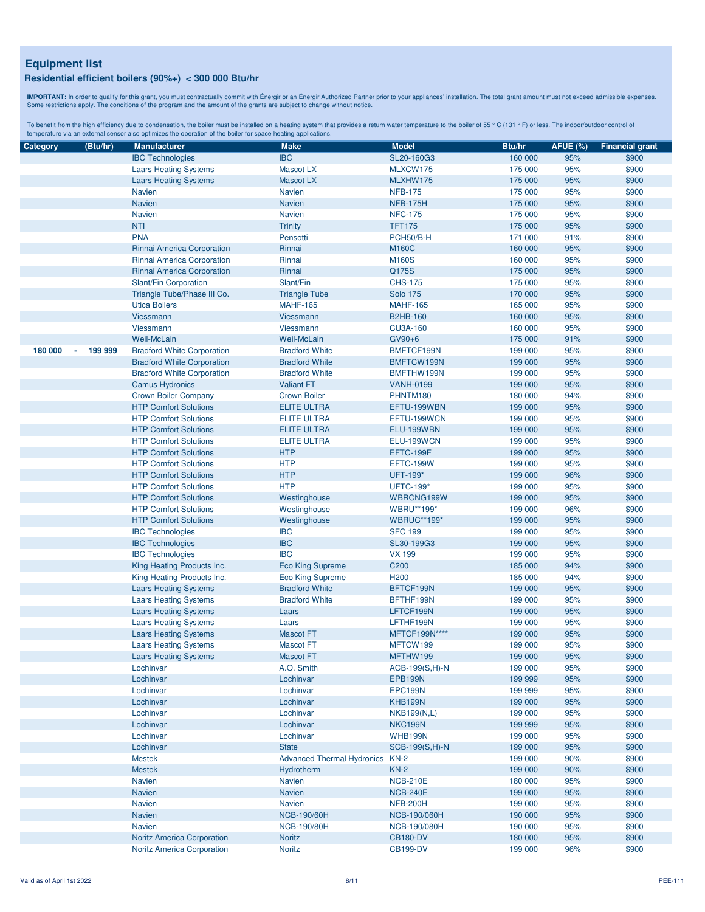## Equipment list

### Residential efficient boilers (90%+) < 300 000 Btu/hr

**IMPORTANT:** In order to qualify for this grant, you must contractually commit with Énergir or an Énergir Authorized Partner prior to your appliances' installation. The total grant amount must not exceed admissible expenses. Some restrictions apply. The conditions of the program and the amount of the grants are subject to change without notice.

To benefit from the high efficiency due to condensation, the boiler must be installed on a heating system that provides a return water temperature to the boiler of 55 ° C (131 ° F) or less. The indoor/outdoor control of temperature via an external sensor also optimizes the operation of the boiler for space heating applications.

| Category (Btu/hr) | Manufacturer | Make | Model | Btu/hr | AFUE (%) | Financial grant |
|---|---|---|---|---|---|---|
| | IBC Technologies | IBC | SL20-160G3 | 160 000 | 95% | $900 |
| | Laars Heating Systems | Mascot LX | MLXCW175 | 175 000 | 95% | $900 |
| | Laars Heating Systems | Mascot LX | MLXHW175 | 175 000 | 95% | $900 |
| | Navien | Navien | NFB-175 | 175 000 | 95% | $900 |
| | Navien | Navien | NFB-175H | 175 000 | 95% | $900 |
| | Navien | Navien | NFC-175 | 175 000 | 95% | $900 |
| | NTI | Trinity | TFT175 | 175 000 | 95% | $900 |
| | PNA | Pensotti | PCH50/B-H | 171 000 | 91% | $900 |
| | Rinnai America Corporation | Rinnai | M160C | 160 000 | 95% | $900 |
| | Rinnai America Corporation | Rinnai | M160S | 160 000 | 95% | $900 |
| | Rinnai America Corporation | Rinnai | Q175S | 175 000 | 95% | $900 |
| | Slant/Fin Corporation | Slant/Fin | CHS-175 | 175 000 | 95% | $900 |
| | Triangle Tube/Phase III Co. | Triangle Tube | Solo 175 | 170 000 | 95% | $900 |
| | Utica Boilers | MAHF-165 | MAHF-165 | 165 000 | 95% | $900 |
| | Viessmann | Viessmann | B2HB-160 | 160 000 | 95% | $900 |
| | Viessmann | Viessmann | CU3A-160 | 160 000 | 95% | $900 |
| | Weil-McLain | Weil-McLain | GV90+6 | 175 000 | 91% | $900 |
| 180 000 - 199 999 | Bradford White Corporation | Bradford White | BMFTCF199N | 199 000 | 95% | $900 |
| | Bradford White Corporation | Bradford White | BMFTCW199N | 199 000 | 95% | $900 |
| | Bradford White Corporation | Bradford White | BMFTHW199N | 199 000 | 95% | $900 |
| | Camus Hydronics | Valiant FT | VANH-0199 | 199 000 | 95% | $900 |
| | Crown Boiler Company | Crown Boiler | PHNTM180 | 180 000 | 94% | $900 |
| | HTP Comfort Solutions | ELITE ULTRA | EFTU-199WBN | 199 000 | 95% | $900 |
| | HTP Comfort Solutions | ELITE ULTRA | EFTU-199WCN | 199 000 | 95% | $900 |
| | HTP Comfort Solutions | ELITE ULTRA | ELU-199WBN | 199 000 | 95% | $900 |
| | HTP Comfort Solutions | ELITE ULTRA | ELU-199WCN | 199 000 | 95% | $900 |
| | HTP Comfort Solutions | HTP | EFTC-199F | 199 000 | 95% | $900 |
| | HTP Comfort Solutions | HTP | EFTC-199W | 199 000 | 95% | $900 |
| | HTP Comfort Solutions | HTP | UFT-199* | 199 000 | 96% | $900 |
| | HTP Comfort Solutions | HTP | UFTC-199* | 199 000 | 95% | $900 |
| | HTP Comfort Solutions | Westinghouse | WBRCNG199W | 199 000 | 95% | $900 |
| | HTP Comfort Solutions | Westinghouse | WBRU**199* | 199 000 | 96% | $900 |
| | HTP Comfort Solutions | Westinghouse | WBRUC**199* | 199 000 | 95% | $900 |
| | IBC Technologies | IBC | SFC 199 | 199 000 | 95% | $900 |
| | IBC Technologies | IBC | SL30-199G3 | 199 000 | 95% | $900 |
| | IBC Technologies | IBC | VX 199 | 199 000 | 95% | $900 |
| | King Heating Products Inc. | Eco King Supreme | C200 | 185 000 | 94% | $900 |
| | King Heating Products Inc. | Eco King Supreme | H200 | 185 000 | 94% | $900 |
| | Laars Heating Systems | Bradford White | BFTCF199N | 199 000 | 95% | $900 |
| | Laars Heating Systems | Bradford White | BFTHF199N | 199 000 | 95% | $900 |
| | Laars Heating Systems | Laars | LFTCF199N | 199 000 | 95% | $900 |
| | Laars Heating Systems | Laars | LFTHF199N | 199 000 | 95% | $900 |
| | Laars Heating Systems | Mascot FT | MFTCF199N**** | 199 000 | 95% | $900 |
| | Laars Heating Systems | Mascot FT | MFTCW199 | 199 000 | 95% | $900 |
| | Laars Heating Systems | Mascot FT | MFTHW199 | 199 000 | 95% | $900 |
| | Lochinvar | A.O. Smith | ACB-199(S,H)-N | 199 000 | 95% | $900 |
| | Lochinvar | Lochinvar | EPB199N | 199 999 | 95% | $900 |
| | Lochinvar | Lochinvar | EPC199N | 199 999 | 95% | $900 |
| | Lochinvar | Lochinvar | KHB199N | 199 000 | 95% | $900 |
| | Lochinvar | Lochinvar | NKB199(N,L) | 199 000 | 95% | $900 |
| | Lochinvar | Lochinvar | NKC199N | 199 999 | 95% | $900 |
| | Lochinvar | Lochinvar | WHB199N | 199 000 | 95% | $900 |
| | Lochinvar | State | SCB-199(S,H)-N | 199 000 | 95% | $900 |
| | Mestek | Advanced Thermal Hydronics | KN-2 | 199 000 | 90% | $900 |
| | Mestek | Hydrotherm | KN-2 | 199 000 | 90% | $900 |
| | Navien | Navien | NCB-210E | 180 000 | 95% | $900 |
| | Navien | Navien | NCB-240E | 199 000 | 95% | $900 |
| | Navien | Navien | NFB-200H | 199 000 | 95% | $900 |
| | Navien | NCB-190/60H | NCB-190/060H | 190 000 | 95% | $900 |
| | Navien | NCB-190/80H | NCB-190/080H | 190 000 | 95% | $900 |
| | Noritz America Corporation | Noritz | CB180-DV | 180 000 | 95% | $900 |
| | Noritz America Corporation | Noritz | CB199-DV | 199 000 | 96% | $900 |

Valid as of April 1st 2022

PEE-111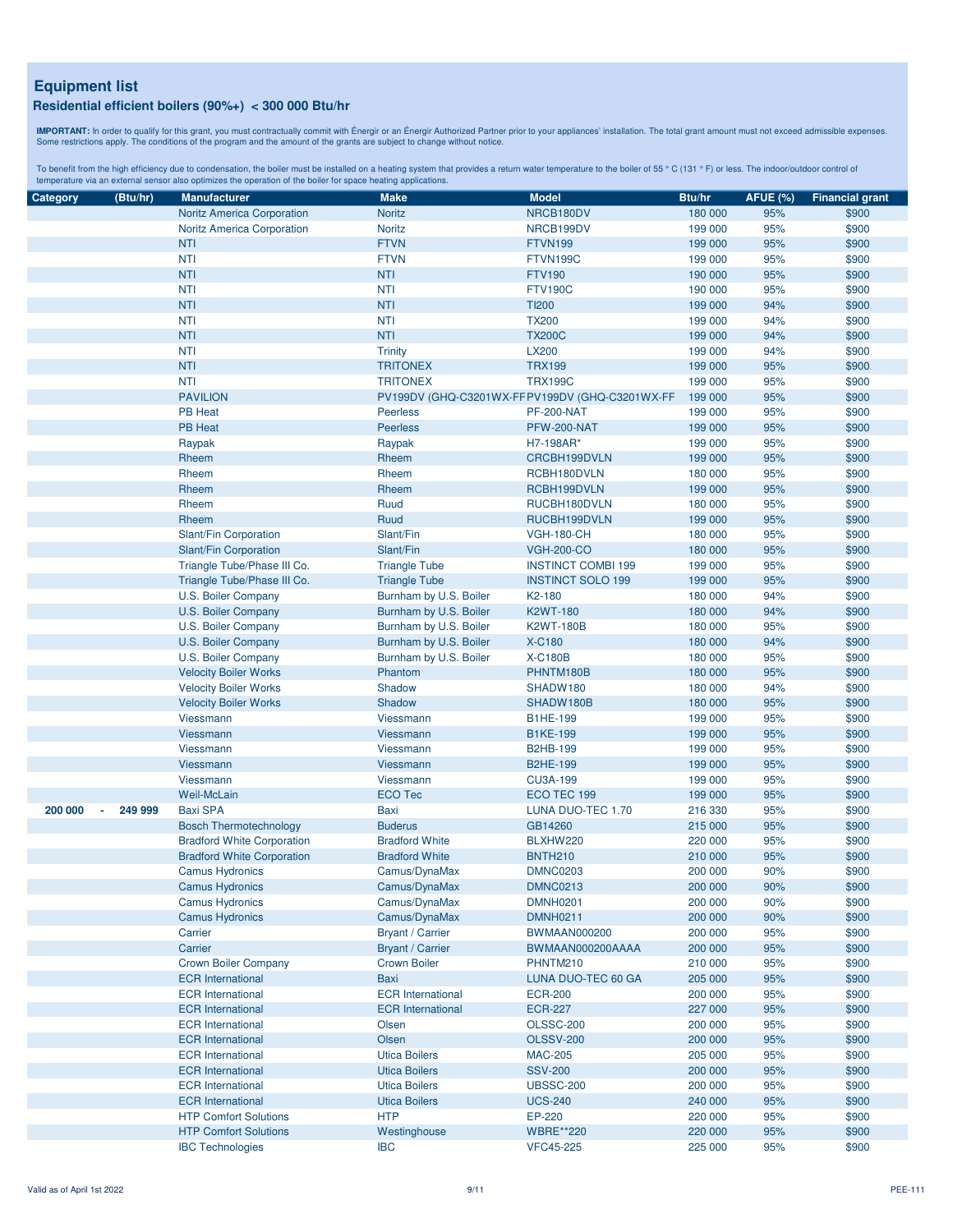## Equipment list

### Residential efficient boilers (90%+) < 300 000 Btu/hr

**IMPORTANT:** In order to qualify for this grant, you must contractually commit with Énergir or an Énergir Authorized Partner prior to your appliances' installation. The total grant amount must not exceed admissible expenses. Some restrictions apply. The conditions of the program and the amount of the grants are subject to change without notice.

To benefit from the high efficiency due to condensation, the boiler must be installed on a heating system that provides a return water temperature to the boiler of 55 ° C (131 ° F) or less. The indoor/outdoor control of temperature via an external sensor also optimizes the operation of the boiler for space heating applications.

| Category (Btu/hr) | Manufacturer | Make | Model | Btu/hr | AFUE (%) | Financial grant |
|---|---|---|---|---|---|---|
| | Noritz America Corporation | Noritz | NRCB180DV | 180 000 | 95% | $900 |
| | Noritz America Corporation | Noritz | NRCB199DV | 199 000 | 95% | $900 |
| | NTI | FTVN | FTVN199 | 199 000 | 95% | $900 |
| | NTI | FTVN | FTVN199C | 199 000 | 95% | $900 |
| | NTI | NTI | FTV190 | 190 000 | 95% | $900 |
| | NTI | NTI | FTV190C | 190 000 | 95% | $900 |
| | NTI | NTI | TI200 | 199 000 | 94% | $900 |
| | NTI | NTI | TX200 | 199 000 | 94% | $900 |
| | NTI | NTI | TX200C | 199 000 | 94% | $900 |
| | NTI | Trinity | LX200 | 199 000 | 94% | $900 |
| | NTI | TRITONEX | TRX199 | 199 000 | 95% | $900 |
| | NTI | TRITONEX | TRX199C | 199 000 | 95% | $900 |
| | PAVILION | PV199DV (GHQ-C3201WX-FF | PV199DV (GHQ-C3201WX-FF | 199 000 | 95% | $900 |
| | PB Heat | Peerless | PF-200-NAT | 199 000 | 95% | $900 |
| | PB Heat | Peerless | PFW-200-NAT | 199 000 | 95% | $900 |
| | Raypak | Raypak | H7-198AR* | 199 000 | 95% | $900 |
| | Rheem | Rheem | CRCBH199DVLN | 199 000 | 95% | $900 |
| | Rheem | Rheem | RCBH180DVLN | 180 000 | 95% | $900 |
| | Rheem | Rheem | RCBH199DVLN | 199 000 | 95% | $900 |
| | Rheem | Ruud | RUCBH180DVLN | 180 000 | 95% | $900 |
| | Rheem | Ruud | RUCBH199DVLN | 199 000 | 95% | $900 |
| | Slant/Fin Corporation | Slant/Fin | VGH-180-CH | 180 000 | 95% | $900 |
| | Slant/Fin Corporation | Slant/Fin | VGH-200-CO | 180 000 | 95% | $900 |
| | Triangle Tube/Phase III Co. | Triangle Tube | INSTINCT COMBI 199 | 199 000 | 95% | $900 |
| | Triangle Tube/Phase III Co. | Triangle Tube | INSTINCT SOLO 199 | 199 000 | 95% | $900 |
| | U.S. Boiler Company | Burnham by U.S. Boiler | K2-180 | 180 000 | 94% | $900 |
| | U.S. Boiler Company | Burnham by U.S. Boiler | K2WT-180 | 180 000 | 94% | $900 |
| | U.S. Boiler Company | Burnham by U.S. Boiler | K2WT-180B | 180 000 | 95% | $900 |
| | U.S. Boiler Company | Burnham by U.S. Boiler | X-C180 | 180 000 | 94% | $900 |
| | U.S. Boiler Company | Burnham by U.S. Boiler | X-C180B | 180 000 | 95% | $900 |
| | Velocity Boiler Works | Phantom | PHNTM180B | 180 000 | 95% | $900 |
| | Velocity Boiler Works | Shadow | SHADW180 | 180 000 | 94% | $900 |
| | Velocity Boiler Works | Shadow | SHADW180B | 180 000 | 95% | $900 |
| | Viessmann | Viessmann | B1HE-199 | 199 000 | 95% | $900 |
| | Viessmann | Viessmann | B1KE-199 | 199 000 | 95% | $900 |
| | Viessmann | Viessmann | B2HB-199 | 199 000 | 95% | $900 |
| | Viessmann | Viessmann | B2HE-199 | 199 000 | 95% | $900 |
| | Viessmann | Viessmann | CU3A-199 | 199 000 | 95% | $900 |
| | Weil-McLain | ECO Tec | ECO TEC 199 | 199 000 | 95% | $900 |
| 200 000 - 249 999 | Baxi SPA | Baxi | LUNA DUO-TEC 1.70 | 216 330 | 95% | $900 |
| | Bosch Thermotechnology | Buderus | GB14260 | 215 000 | 95% | $900 |
| | Bradford White Corporation | Bradford White | BLXHW220 | 220 000 | 95% | $900 |
| | Bradford White Corporation | Bradford White | BNTH210 | 210 000 | 95% | $900 |
| | Camus Hydronics | Camus/DynaMax | DMNC0203 | 200 000 | 90% | $900 |
| | Camus Hydronics | Camus/DynaMax | DMNC0213 | 200 000 | 90% | $900 |
| | Camus Hydronics | Camus/DynaMax | DMNH0201 | 200 000 | 90% | $900 |
| | Camus Hydronics | Camus/DynaMax | DMNH0211 | 200 000 | 90% | $900 |
| | Carrier | Bryant / Carrier | BWMAAN000200 | 200 000 | 95% | $900 |
| | Carrier | Bryant / Carrier | BWMAAN000200AAAA | 200 000 | 95% | $900 |
| | Crown Boiler Company | Crown Boiler | PHNTM210 | 210 000 | 95% | $900 |
| | ECR International | Baxi | LUNA DUO-TEC 60 GA | 205 000 | 95% | $900 |
| | ECR International | ECR International | ECR-200 | 200 000 | 95% | $900 |
| | ECR International | ECR International | ECR-227 | 227 000 | 95% | $900 |
| | ECR International | Olsen | OLSSC-200 | 200 000 | 95% | $900 |
| | ECR International | Olsen | OLSSV-200 | 200 000 | 95% | $900 |
| | ECR International | Utica Boilers | MAC-205 | 205 000 | 95% | $900 |
| | ECR International | Utica Boilers | SSV-200 | 200 000 | 95% | $900 |
| | ECR International | Utica Boilers | UBSSC-200 | 200 000 | 95% | $900 |
| | ECR International | Utica Boilers | UCS-240 | 240 000 | 95% | $900 |
| | HTP Comfort Solutions | HTP | EP-220 | 220 000 | 95% | $900 |
| | HTP Comfort Solutions | Westinghouse | WBRE**220 | 220 000 | 95% | $900 |
| | IBC Technologies | IBC | VFC45-225 | 225 000 | 95% | $900 |

Valid as of April 1st 2022

PEE-111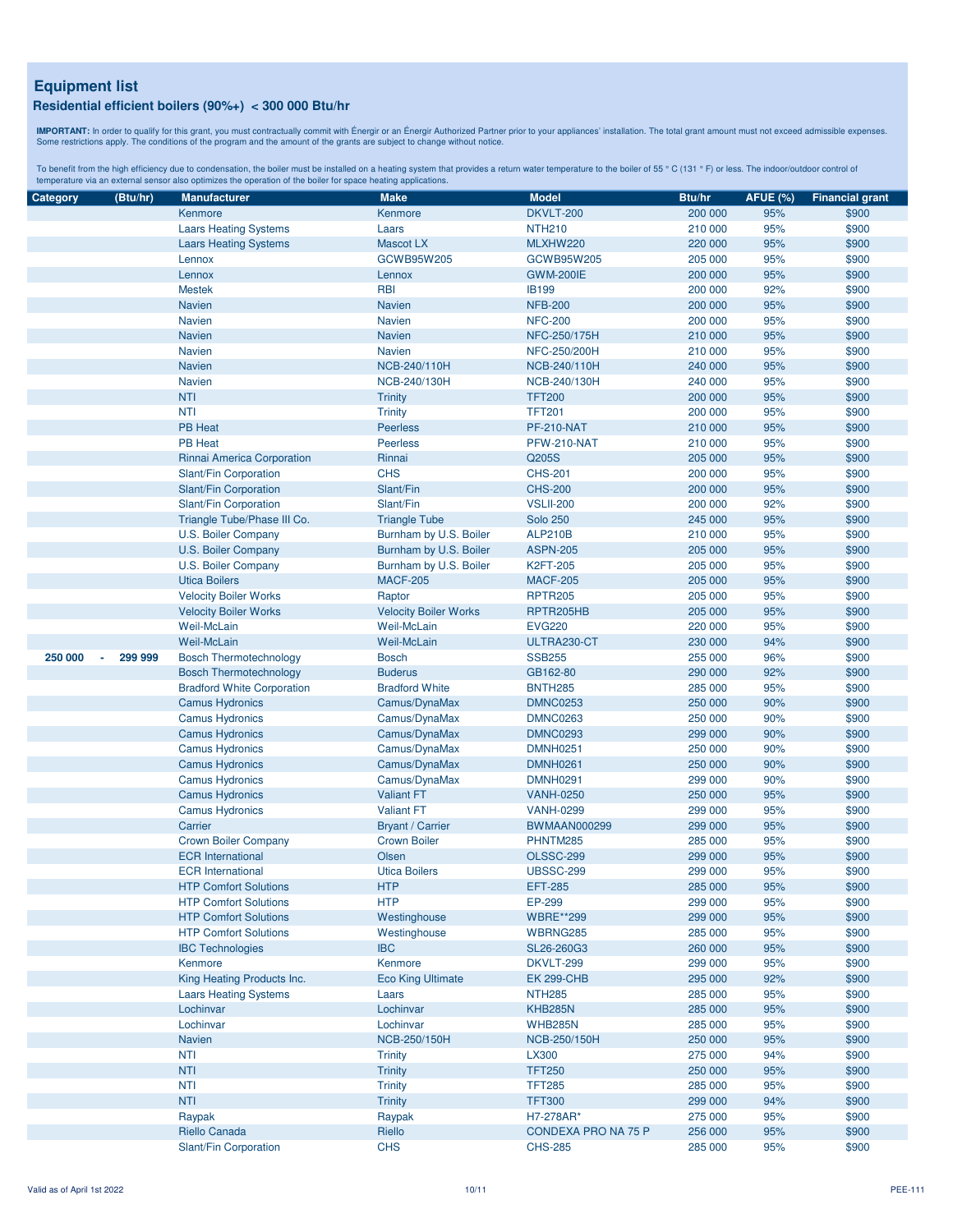## Equipment list

### Residential efficient boilers (90%+) < 300 000 Btu/hr

**IMPORTANT:** In order to qualify for this grant, you must contractually commit with Énergir or an Énergir Authorized Partner prior to your appliances' installation. The total grant amount must not exceed admissible expenses. Some restrictions apply. The conditions of the program and the amount of the grants are subject to change without notice.

To benefit from the high efficiency due to condensation, the boiler must be installed on a heating system that provides a return water temperature to the boiler of 55 ° C (131 ° F) or less. The indoor/outdoor control of temperature via an external sensor also optimizes the operation of the boiler for space heating applications.

| Category (Btu/hr) | Manufacturer | Make | Model | Btu/hr | AFUE (%) | Financial grant |
|---|---|---|---|---|---|---|
| | Kenmore | Kenmore | DKVLT-200 | 200 000 | 95% | $900 |
| | Laars Heating Systems | Laars | NTH210 | 210 000 | 95% | $900 |
| | Laars Heating Systems | Mascot LX | MLXHW220 | 220 000 | 95% | $900 |
| | Lennox | GCWB95W205 | GCWB95W205 | 205 000 | 95% | $900 |
| | Lennox | Lennox | GWM-200IE | 200 000 | 95% | $900 |
| | Mestek | RBI | IB199 | 200 000 | 92% | $900 |
| | Navien | Navien | NFB-200 | 200 000 | 95% | $900 |
| | Navien | Navien | NFC-200 | 200 000 | 95% | $900 |
| | Navien | Navien | NFC-250/175H | 210 000 | 95% | $900 |
| | Navien | Navien | NFC-250/200H | 210 000 | 95% | $900 |
| | Navien | NCB-240/110H | NCB-240/110H | 240 000 | 95% | $900 |
| | Navien | NCB-240/130H | NCB-240/130H | 240 000 | 95% | $900 |
| | NTI | Trinity | TFT200 | 200 000 | 95% | $900 |
| | NTI | Trinity | TFT201 | 200 000 | 95% | $900 |
| | PB Heat | Peerless | PF-210-NAT | 210 000 | 95% | $900 |
| | PB Heat | Peerless | PFW-210-NAT | 210 000 | 95% | $900 |
| | Rinnai America Corporation | Rinnai | Q205S | 205 000 | 95% | $900 |
| | Slant/Fin Corporation | CHS | CHS-201 | 200 000 | 95% | $900 |
| | Slant/Fin Corporation | Slant/Fin | CHS-200 | 200 000 | 95% | $900 |
| | Slant/Fin Corporation | Slant/Fin | VSLII-200 | 200 000 | 92% | $900 |
| | Triangle Tube/Phase III Co. | Triangle Tube | Solo 250 | 245 000 | 95% | $900 |
| | U.S. Boiler Company | Burnham by U.S. Boiler | ALP210B | 210 000 | 95% | $900 |
| | U.S. Boiler Company | Burnham by U.S. Boiler | ASPN-205 | 205 000 | 95% | $900 |
| | U.S. Boiler Company | Burnham by U.S. Boiler | K2FT-205 | 205 000 | 95% | $900 |
| | Utica Boilers | MACF-205 | MACF-205 | 205 000 | 95% | $900 |
| | Velocity Boiler Works | Raptor | RPTR205 | 205 000 | 95% | $900 |
| | Velocity Boiler Works | Velocity Boiler Works | RPTR205HB | 205 000 | 95% | $900 |
| | Weil-McLain | Weil-McLain | EVG220 | 220 000 | 95% | $900 |
| | Weil-McLain | Weil-McLain | ULTRA230-CT | 230 000 | 94% | $900 |
| 250 000 - 299 999 | Bosch Thermotechnology | Bosch | SSB255 | 255 000 | 96% | $900 |
| | Bosch Thermotechnology | Buderus | GB162-80 | 290 000 | 92% | $900 |
| | Bradford White Corporation | Bradford White | BNTH285 | 285 000 | 95% | $900 |
| | Camus Hydronics | Camus/DynaMax | DMNC0253 | 250 000 | 90% | $900 |
| | Camus Hydronics | Camus/DynaMax | DMNC0263 | 250 000 | 90% | $900 |
| | Camus Hydronics | Camus/DynaMax | DMNC0293 | 299 000 | 90% | $900 |
| | Camus Hydronics | Camus/DynaMax | DMNH0251 | 250 000 | 90% | $900 |
| | Camus Hydronics | Camus/DynaMax | DMNH0261 | 250 000 | 90% | $900 |
| | Camus Hydronics | Camus/DynaMax | DMNH0291 | 299 000 | 90% | $900 |
| | Camus Hydronics | Valiant FT | VANH-0250 | 250 000 | 95% | $900 |
| | Camus Hydronics | Valiant FT | VANH-0299 | 299 000 | 95% | $900 |
| | Carrier | Bryant / Carrier | BWMAAN000299 | 299 000 | 95% | $900 |
| | Crown Boiler Company | Crown Boiler | PHNTM285 | 285 000 | 95% | $900 |
| | ECR International | Olsen | OLSSC-299 | 299 000 | 95% | $900 |
| | ECR International | Utica Boilers | UBSSC-299 | 299 000 | 95% | $900 |
| | HTP Comfort Solutions | HTP | EFT-285 | 285 000 | 95% | $900 |
| | HTP Comfort Solutions | HTP | EP-299 | 299 000 | 95% | $900 |
| | HTP Comfort Solutions | Westinghouse | WBRE**299 | 299 000 | 95% | $900 |
| | HTP Comfort Solutions | Westinghouse | WBRNG285 | 285 000 | 95% | $900 |
| | IBC Technologies | IBC | SL26-260G3 | 260 000 | 95% | $900 |
| | Kenmore | Kenmore | DKVLT-299 | 299 000 | 95% | $900 |
| | King Heating Products Inc. | Eco King Ultimate | EK 299-CHB | 295 000 | 92% | $900 |
| | Laars Heating Systems | Laars | NTH285 | 285 000 | 95% | $900 |
| | Lochinvar | Lochinvar | KHB285N | 285 000 | 95% | $900 |
| | Lochinvar | Lochinvar | WHB285N | 285 000 | 95% | $900 |
| | Navien | NCB-250/150H | NCB-250/150H | 250 000 | 95% | $900 |
| | NTI | Trinity | LX300 | 275 000 | 94% | $900 |
| | NTI | Trinity | TFT250 | 250 000 | 95% | $900 |
| | NTI | Trinity | TFT285 | 285 000 | 95% | $900 |
| | NTI | Trinity | TFT300 | 299 000 | 94% | $900 |
| | Raypak | Raypak | H7-278AR* | 275 000 | 95% | $900 |
| | Riello Canada | Riello | CONDEXA PRO NA 75 P | 256 000 | 95% | $900 |
| | Slant/Fin Corporation | CHS | CHS-285 | 285 000 | 95% | $900 |

Valid as of April 1st 2022

PEE-111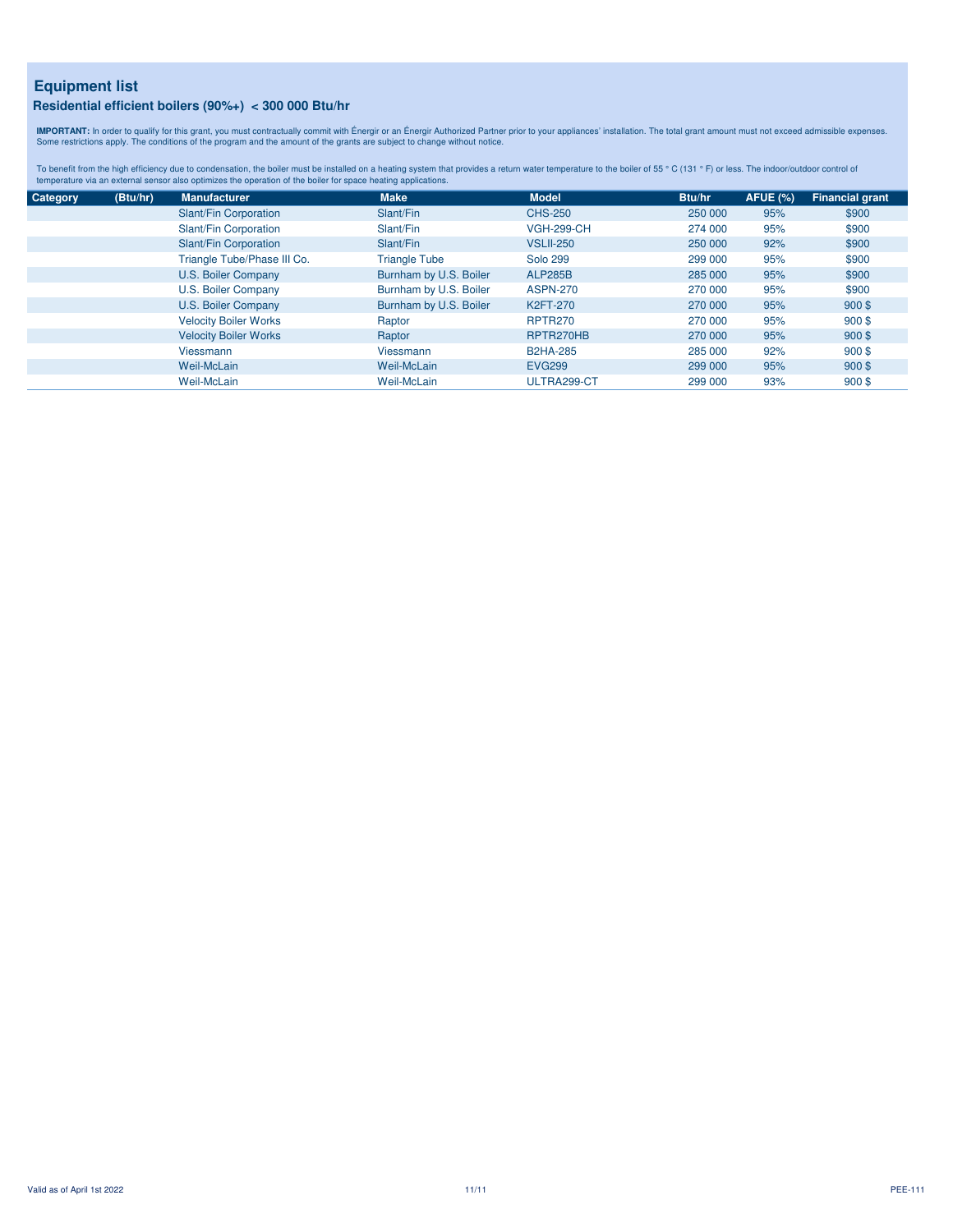## Equipment list

### Residential efficient boilers (90%+) < 300 000 Btu/hr

**IMPORTANT:** In order to qualify for this grant, you must contractually commit with Énergir or an Énergir Authorized Partner prior to your appliances' installation. The total grant amount must not exceed admissible expenses. Some restrictions apply. The conditions of the program and the amount of the grants are subject to change without notice.

To benefit from the high efficiency due to condensation, the boiler must be installed on a heating system that provides a return water temperature to the boiler of 55 ° C (131 ° F) or less. The indoor/outdoor control of temperature via an external sensor also optimizes the operation of the boiler for space heating applications.

| Category | (Btu/hr) | Manufacturer | Make | Model | Btu/hr | AFUE (%) | Financial grant |
|---|---|---|---|---|---|---|---|
| | | Slant/Fin Corporation | Slant/Fin | CHS-250 | 250 000 | 95% | $900 |
| | | Slant/Fin Corporation | Slant/Fin | VGH-299-CH | 274 000 | 95% | $900 |
| | | Slant/Fin Corporation | Slant/Fin | VSLII-250 | 250 000 | 92% | $900 |
| | | Triangle Tube/Phase III Co. | Triangle Tube | Solo 299 | 299 000 | 95% | $900 |
| | | U.S. Boiler Company | Burnham by U.S. Boiler | ALP285B | 285 000 | 95% | $900 |
| | | U.S. Boiler Company | Burnham by U.S. Boiler | ASPN-270 | 270 000 | 95% | $900 |
| | | U.S. Boiler Company | Burnham by U.S. Boiler | K2FT-270 | 270 000 | 95% | 900 $ |
| | | Velocity Boiler Works | Raptor | RPTR270 | 270 000 | 95% | 900 $ |
| | | Velocity Boiler Works | Raptor | RPTR270HB | 270 000 | 95% | 900 $ |
| | | Viessmann | Viessmann | B2HA-285 | 285 000 | 92% | 900 $ |
| | | Weil-McLain | Weil-McLain | EVG299 | 299 000 | 95% | 900 $ |
| | | Weil-McLain | Weil-McLain | ULTRA299-CT | 299 000 | 93% | 900 $ |

Valid as of April 1st 2022

PEE-111